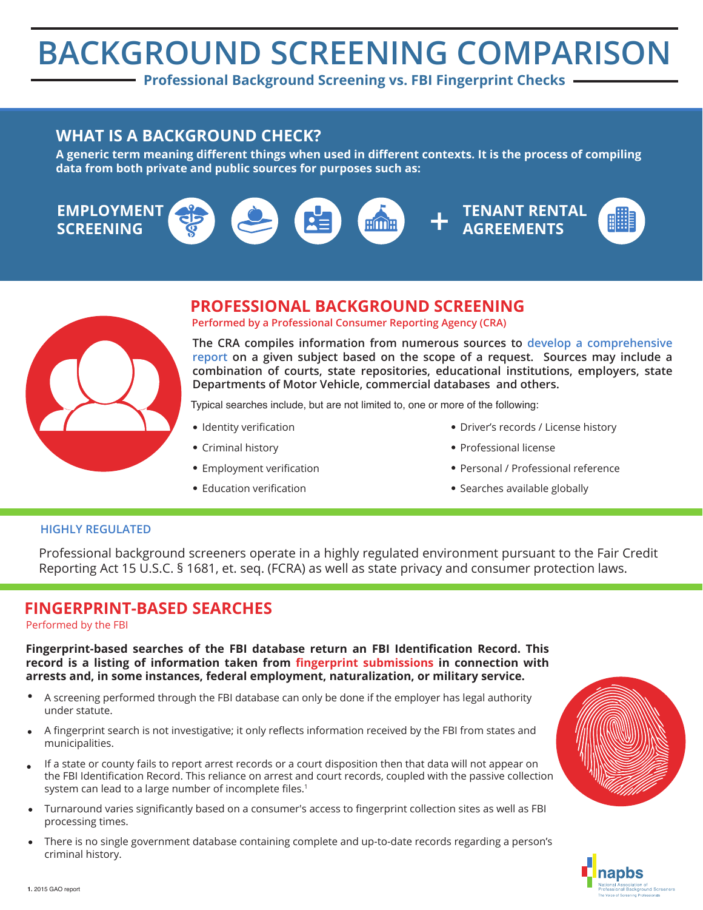# BACKGROUND SCREENING COMPARISON

**Professional Background Screening vs. FBI Fingerprint Checks**

## WHAT IS A BACKGROUND CHECK?

**A generic term meaning different things when used in different contexts. It is the process of compiling data from both private and public sources for purposes such as:**

**EMPLOYMENT SCREENING** + **TENANT RENTAL AGREEMENTS**

## PROFESSIONAL BACKGROUND SCREENING

Performed by a Professional Consumer Reporting Agency (CRA)

**The CRA compiles information from numerous sources to develop a comprehensive report on a given subject based on the scope of a request. Sources may include a combination of courts, state repositories, educational institutions, employers, state Departments of Motor Vehicle, commercial databases and others.**

Typical searches include, but are not limited to, one or more of the following:

- Identity verification
- Criminal history
- Employment verification
- Education verification
- Driver's records / License history
- Professional license
- Personal / Professional reference
- Searches available globally

### HIGHLY REGULATED

Professional background screeners operate in a highly regulated environment pursuant to the Fair Credit Reporting Act 15 U.S.C. § 1681, et. seq. (FCRA) as well as state privacy and consumer protection laws.

## FINGERPRINT-BASED SEARCHES

Performed by the FBI

**Fingerprint-based searches of the FBI database return an FBI Identification Record. This record is a listing of information taken from fingerprint submissions in connection with arrests and, in some instances, federal employment, naturalization, or military service.**

- A screening performed through the FBI database can only be done if the employer has legal authority under statute.
- A fingerprint search is not investigative; it only reflects information received by the FBI from states and municipalities.
- If a state or county fails to report arrest records or a court disposition then that data will not appear on the FBI Identification Record. This reliance on arrest and court records, coupled with the passive collection system can lead to a large number of incomplete files.[1]
- Turnaround varies significantly based on a consumer's access to fingerprint collection sites as well as FBI processing times.
- There is no single government database containing complete and up-to-date records regarding a person's criminal history.

1. 2015 GAO report

napbs — National Association of Professional Background Screeners — The Voice of Screening Professionals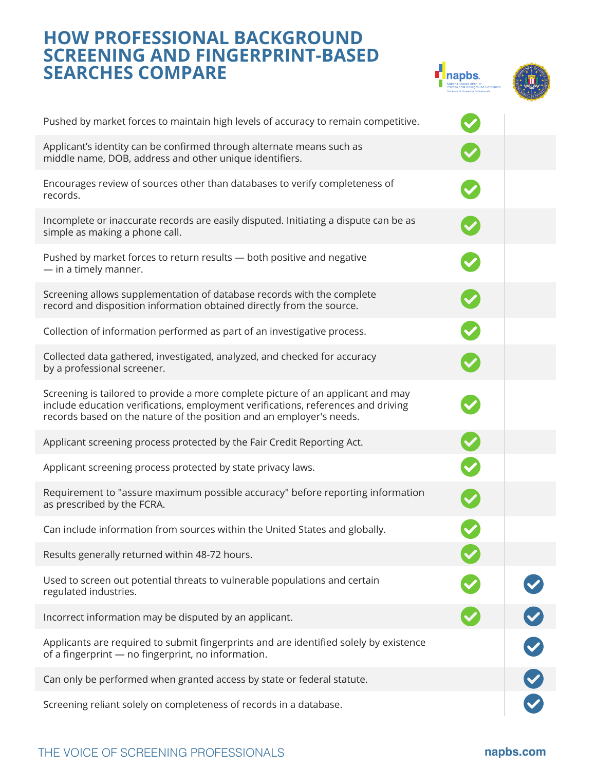# HOW PROFESSIONAL BACKGROUND SCREENING AND FINGERPRINT-BASED SEARCHES COMPARE

| | napbs (National Association of Professional Background Screeners) | FBI |
|---|---|---|
| Pushed by market forces to maintain high levels of accuracy to remain competitive. | ✓ | |
| Applicant's identity can be confirmed through alternate means such as middle name, DOB, address and other unique identifiers. | ✓ | |
| Encourages review of sources other than databases to verify completeness of records. | ✓ | |
| Incomplete or inaccurate records are easily disputed. Initiating a dispute can be as simple as making a phone call. | ✓ | |
| Pushed by market forces to return results — both positive and negative — in a timely manner. | ✓ | |
| Screening allows supplementation of database records with the complete record and disposition information obtained directly from the source. | ✓ | |
| Collection of information performed as part of an investigative process. | ✓ | |
| Collected data gathered, investigated, analyzed, and checked for accuracy by a professional screener. | ✓ | |
| Screening is tailored to provide a more complete picture of an applicant and may include education verifications, employment verifications, references and driving records based on the nature of the position and an employer's needs. | ✓ | |
| Applicant screening process protected by the Fair Credit Reporting Act. | ✓ | |
| Applicant screening process protected by state privacy laws. | ✓ | |
| Requirement to "assure maximum possible accuracy" before reporting information as prescribed by the FCRA. | ✓ | |
| Can include information from sources within the United States and globally. | ✓ | |
| Results generally returned within 48-72 hours. | ✓ | |
| Used to screen out potential threats to vulnerable populations and certain regulated industries. | ✓ | ✓ |
| Incorrect information may be disputed by an applicant. | ✓ | ✓ |
| Applicants are required to submit fingerprints and are identified solely by existence of a fingerprint — no fingerprint, no information. | | ✓ |
| Can only be performed when granted access by state or federal statute. | | ✓ |
| Screening reliant solely on completeness of records in a database. | | ✓ |

THE VOICE OF SCREENING PROFESSIONALS

napbs.com